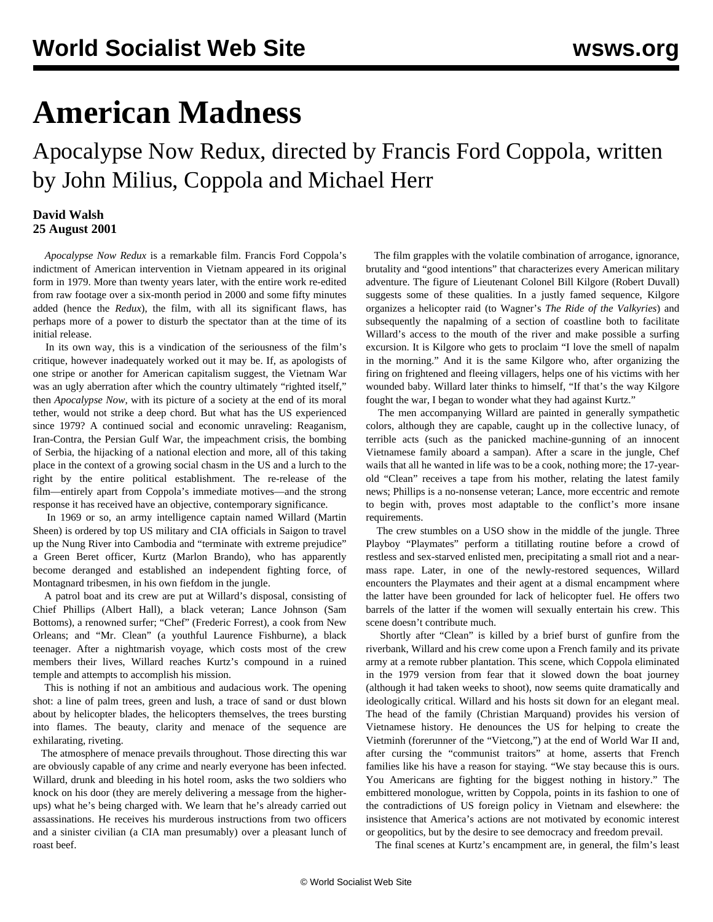# American Madness

## Apocalypse Now Redux, directed by Francis Ford Coppola, written by John Milius, Coppola and Michael Herr

**David Walsh**
**25 August 2001**

*Apocalypse Now Redux* is a remarkable film. Francis Ford Coppola's indictment of American intervention in Vietnam appeared in its original form in 1979. More than twenty years later, with the entire work re-edited from raw footage over a six-month period in 2000 and some fifty minutes added (hence the *Redux*), the film, with all its significant flaws, has perhaps more of a power to disturb the spectator than at the time of its initial release.

In its own way, this is a vindication of the seriousness of the film's critique, however inadequately worked out it may be. If, as apologists of one stripe or another for American capitalism suggest, the Vietnam War was an ugly aberration after which the country ultimately "righted itself," then *Apocalypse Now*, with its picture of a society at the end of its moral tether, would not strike a deep chord. But what has the US experienced since 1979? A continued social and economic unraveling: Reaganism, Iran-Contra, the Persian Gulf War, the impeachment crisis, the bombing of Serbia, the hijacking of a national election and more, all of this taking place in the context of a growing social chasm in the US and a lurch to the right by the entire political establishment. The re-release of the film—entirely apart from Coppola's immediate motives—and the strong response it has received have an objective, contemporary significance.

In 1969 or so, an army intelligence captain named Willard (Martin Sheen) is ordered by top US military and CIA officials in Saigon to travel up the Nung River into Cambodia and "terminate with extreme prejudice" a Green Beret officer, Kurtz (Marlon Brando), who has apparently become deranged and established an independent fighting force, of Montagnard tribesmen, in his own fiefdom in the jungle.

A patrol boat and its crew are put at Willard's disposal, consisting of Chief Phillips (Albert Hall), a black veteran; Lance Johnson (Sam Bottoms), a renowned surfer; "Chef" (Frederic Forrest), a cook from New Orleans; and "Mr. Clean" (a youthful Laurence Fishburne), a black teenager. After a nightmarish voyage, which costs most of the crew members their lives, Willard reaches Kurtz's compound in a ruined temple and attempts to accomplish his mission.

This is nothing if not an ambitious and audacious work. The opening shot: a line of palm trees, green and lush, a trace of sand or dust blown about by helicopter blades, the helicopters themselves, the trees bursting into flames. The beauty, clarity and menace of the sequence are exhilarating, riveting.

The atmosphere of menace prevails throughout. Those directing this war are obviously capable of any crime and nearly everyone has been infected. Willard, drunk and bleeding in his hotel room, asks the two soldiers who knock on his door (they are merely delivering a message from the higher-ups) what he's being charged with. We learn that he's already carried out assassinations. He receives his murderous instructions from two officers and a sinister civilian (a CIA man presumably) over a pleasant lunch of roast beef.

The film grapples with the volatile combination of arrogance, ignorance, brutality and "good intentions" that characterizes every American military adventure. The figure of Lieutenant Colonel Bill Kilgore (Robert Duvall) suggests some of these qualities. In a justly famed sequence, Kilgore organizes a helicopter raid (to Wagner's *The Ride of the Valkyries*) and subsequently the napalming of a section of coastline both to facilitate Willard's access to the mouth of the river and make possible a surfing excursion. It is Kilgore who gets to proclaim "I love the smell of napalm in the morning." And it is the same Kilgore who, after organizing the firing on frightened and fleeing villagers, helps one of his victims with her wounded baby. Willard later thinks to himself, "If that's the way Kilgore fought the war, I began to wonder what they had against Kurtz."

The men accompanying Willard are painted in generally sympathetic colors, although they are capable, caught up in the collective lunacy, of terrible acts (such as the panicked machine-gunning of an innocent Vietnamese family aboard a sampan). After a scare in the jungle, Chef wails that all he wanted in life was to be a cook, nothing more; the 17-year-old "Clean" receives a tape from his mother, relating the latest family news; Phillips is a no-nonsense veteran; Lance, more eccentric and remote to begin with, proves most adaptable to the conflict's more insane requirements.

The crew stumbles on a USO show in the middle of the jungle. Three Playboy "Playmates" perform a titillating routine before a crowd of restless and sex-starved enlisted men, precipitating a small riot and a near-mass rape. Later, in one of the newly-restored sequences, Willard encounters the Playmates and their agent at a dismal encampment where the latter have been grounded for lack of helicopter fuel. He offers two barrels of the latter if the women will sexually entertain his crew. This scene doesn't contribute much.

Shortly after "Clean" is killed by a brief burst of gunfire from the riverbank, Willard and his crew come upon a French family and its private army at a remote rubber plantation. This scene, which Coppola eliminated in the 1979 version from fear that it slowed down the boat journey (although it had taken weeks to shoot), now seems quite dramatically and ideologically critical. Willard and his hosts sit down for an elegant meal. The head of the family (Christian Marquand) provides his version of Vietnamese history. He denounces the US for helping to create the Vietminh (forerunner of the "Vietcong,") at the end of World War II and, after cursing the "communist traitors" at home, asserts that French families like his have a reason for staying. "We stay because this is ours. You Americans are fighting for the biggest nothing in history." The embittered monologue, written by Coppola, points in its fashion to one of the contradictions of US foreign policy in Vietnam and elsewhere: the insistence that America's actions are not motivated by economic interest or geopolitics, but by the desire to see democracy and freedom prevail.

The final scenes at Kurtz's encampment are, in general, the film's least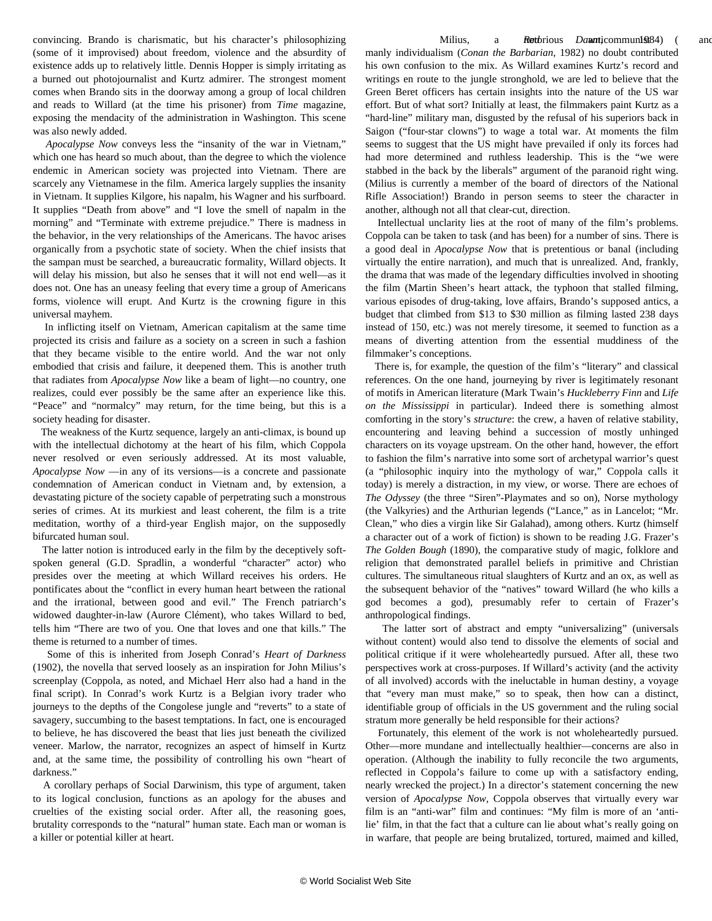convincing. Brando is charismatic, but his character's philosophizing (some of it improvised) about freedom, violence and the absurdity of existence adds up to relatively little. Dennis Hopper is simply irritating as a burned out photojournalist and Kurtz admirer. The strongest moment comes when Brando sits in the doorway among a group of local children and reads to Willard (at the time his prisoner) from *Time* magazine, exposing the mendacity of the administration in Washington. This scene was also newly added.

*Apocalypse Now* conveys less the "insanity of the war in Vietnam," which one has heard so much about, than the degree to which the violence endemic in American society was projected into Vietnam. There are scarcely any Vietnamese in the film. America largely supplies the insanity in Vietnam. It supplies Kilgore, his napalm, his Wagner and his surfboard. It supplies "Death from above" and "I love the smell of napalm in the morning" and "Terminate with extreme prejudice." There is madness in the behavior, in the very relationships of the Americans. The havoc arises organically from a psychotic state of society. When the chief insists that the sampan must be searched, a bureaucratic formality, Willard objects. It will delay his mission, but also he senses that it will not end well—as it does not. One has an uneasy feeling that every time a group of Americans forms, violence will erupt. And Kurtz is the crowning figure in this universal mayhem.

In inflicting itself on Vietnam, American capitalism at the same time projected its crisis and failure as a society on a screen in such a fashion that they became visible to the entire world. And the war not only embodied that crisis and failure, it deepened them. This is another truth that radiates from *Apocalypse Now* like a beam of light—no country, one realizes, could ever possibly be the same after an experience like this. "Peace" and "normalcy" may return, for the time being, but this is a society heading for disaster.

The weakness of the Kurtz sequence, largely an anti-climax, is bound up with the intellectual dichotomy at the heart of his film, which Coppola never resolved or even seriously addressed. At its most valuable, *Apocalypse Now* —in any of its versions—is a concrete and passionate condemnation of American conduct in Vietnam and, by extension, a devastating picture of the society capable of perpetrating such a monstrous series of crimes. At its murkiest and least coherent, the film is a trite meditation, worthy of a third-year English major, on the supposedly bifurcated human soul.

The latter notion is introduced early in the film by the deceptively soft-spoken general (G.D. Spradlin, a wonderful "character" actor) who presides over the meeting at which Willard receives his orders. He pontificates about the "conflict in every human heart between the rational and the irrational, between good and evil." The French patriarch's widowed daughter-in-law (Aurore Clément), who takes Willard to bed, tells him "There are two of you. One that loves and one that kills." The theme is returned to a number of times.

Some of this is inherited from Joseph Conrad's *Heart of Darkness* (1902), the novella that served loosely as an inspiration for John Milius's screenplay (Coppola, as noted, and Michael Herr also had a hand in the final script). In Conrad's work Kurtz is a Belgian ivory trader who journeys to the depths of the Congolese jungle and "reverts" to a state of savagery, succumbing to the basest temptations. In fact, one is encouraged to believe, he has discovered the beast that lies just beneath the civilized veneer. Marlow, the narrator, recognizes an aspect of himself in Kurtz and, at the same time, the possibility of controlling his own "heart of darkness."

A corollary perhaps of Social Darwinism, this type of argument, taken to its logical conclusion, functions as an apology for the abuses and cruelties of the existing social order. After all, the reasoning goes, brutality corresponds to the "natural" human state. Each man or woman is a killer or potential killer at heart.

Milius, a notorious anticommunist (*Red Dawn*, 1984) and manly individualism (*Conan the Barbarian*, 1982) no doubt contributed his own confusion to the mix. As Willard examines Kurtz's record and writings en route to the jungle stronghold, we are led to believe that the Green Beret officers has certain insights into the nature of the US war effort. But of what sort? Initially at least, the filmmakers paint Kurtz as a "hard-line" military man, disgusted by the refusal of his superiors back in Saigon ("four-star clowns") to wage a total war. At moments the film seems to suggest that the US might have prevailed if only its forces had had more determined and ruthless leadership. This is the "we were stabbed in the back by the liberals" argument of the paranoid right wing. (Milius is currently a member of the board of directors of the National Rifle Association!) Brando in person seems to steer the character in another, although not all that clear-cut, direction.

Intellectual unclarity lies at the root of many of the film's problems. Coppola can be taken to task (and has been) for a number of sins. There is a good deal in *Apocalypse Now* that is pretentious or banal (including virtually the entire narration), and much that is unrealized. And, frankly, the drama that was made of the legendary difficulties involved in shooting the film (Martin Sheen's heart attack, the typhoon that stalled filming, various episodes of drug-taking, love affairs, Brando's supposed antics, a budget that climbed from $13 to $30 million as filming lasted 238 days instead of 150, etc.) was not merely tiresome, it seemed to function as a means of diverting attention from the essential muddiness of the filmmaker's conceptions.

There is, for example, the question of the film's "literary" and classical references. On the one hand, journeying by river is legitimately resonant of motifs in American literature (Mark Twain's *Huckleberry Finn* and *Life on the Mississippi* in particular). Indeed there is something almost comforting in the story's *structure*: the crew, a haven of relative stability, encountering and leaving behind a succession of mostly unhinged characters on its voyage upstream. On the other hand, however, the effort to fashion the film's narrative into some sort of archetypal warrior's quest (a "philosophic inquiry into the mythology of war," Coppola calls it today) is merely a distraction, in my view, or worse. There are echoes of *The Odyssey* (the three "Siren"-Playmates and so on), Norse mythology (the Valkyries) and the Arthurian legends ("Lance," as in Lancelot; "Mr. Clean," who dies a virgin like Sir Galahad), among others. Kurtz (himself a character out of a work of fiction) is shown to be reading J.G. Frazer's *The Golden Bough* (1890), the comparative study of magic, folklore and religion that demonstrated parallel beliefs in primitive and Christian cultures. The simultaneous ritual slaughters of Kurtz and an ox, as well as the subsequent behavior of the "natives" toward Willard (he who kills a god becomes a god), presumably refer to certain of Frazer's anthropological findings.

The latter sort of abstract and empty "universalizing" (universals without content) would also tend to dissolve the elements of social and political critique if it were wholeheartedly pursued. After all, these two perspectives work at cross-purposes. If Willard's activity (and the activity of all involved) accords with the ineluctable in human destiny, a voyage that "every man must make," so to speak, then how can a distinct, identifiable group of officials in the US government and the ruling social stratum more generally be held responsible for their actions?

Fortunately, this element of the work is not wholeheartedly pursued. Other—more mundane and intellectually healthier—concerns are also in operation. (Although the inability to fully reconcile the two arguments, reflected in Coppola's failure to come up with a satisfactory ending, nearly wrecked the project.) In a director's statement concerning the new version of *Apocalypse Now*, Coppola observes that virtually every war film is an "anti-war" film and continues: "My film is more of an 'anti-lie' film, in that the fact that a culture can lie about what's really going on in warfare, that people are being brutalized, tortured, maimed and killed,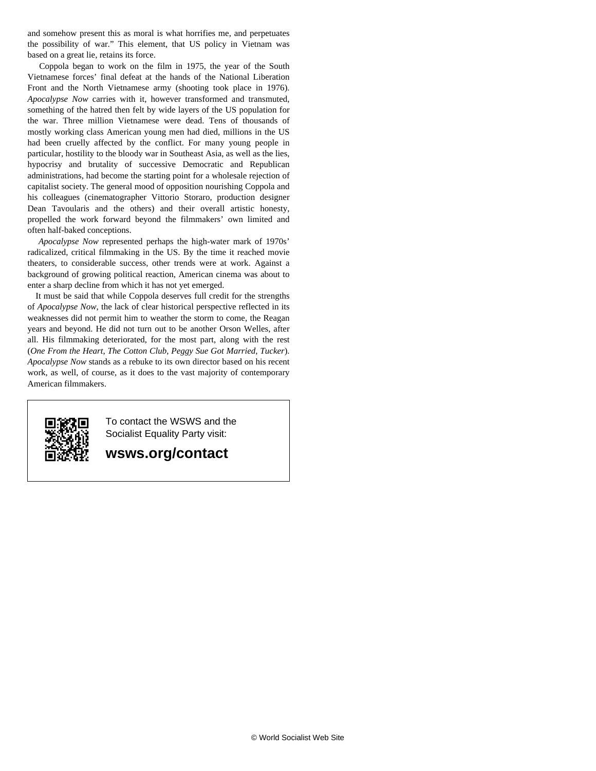and somehow present this as moral is what horrifies me, and perpetuates the possibility of war." This element, that US policy in Vietnam was based on a great lie, retains its force.

Coppola began to work on the film in 1975, the year of the South Vietnamese forces' final defeat at the hands of the National Liberation Front and the North Vietnamese army (shooting took place in 1976). *Apocalypse Now* carries with it, however transformed and transmuted, something of the hatred then felt by wide layers of the US population for the war. Three million Vietnamese were dead. Tens of thousands of mostly working class American young men had died, millions in the US had been cruelly affected by the conflict. For many young people in particular, hostility to the bloody war in Southeast Asia, as well as the lies, hypocrisy and brutality of successive Democratic and Republican administrations, had become the starting point for a wholesale rejection of capitalist society. The general mood of opposition nourishing Coppola and his colleagues (cinematographer Vittorio Storaro, production designer Dean Tavoularis and the others) and their overall artistic honesty, propelled the work forward beyond the filmmakers' own limited and often half-baked conceptions.

*Apocalypse Now* represented perhaps the high-water mark of 1970s' radicalized, critical filmmaking in the US. By the time it reached movie theaters, to considerable success, other trends were at work. Against a background of growing political reaction, American cinema was about to enter a sharp decline from which it has not yet emerged.

It must be said that while Coppola deserves full credit for the strengths of *Apocalypse Now*, the lack of clear historical perspective reflected in its weaknesses did not permit him to weather the storm to come, the Reagan years and beyond. He did not turn out to be another Orson Welles, after all. His filmmaking deteriorated, for the most part, along with the rest (*One From the Heart*, *The Cotton Club*, *Peggy Sue Got Married*, *Tucker*). *Apocalypse Now* stands as a rebuke to its own director based on his recent work, as well, of course, as it does to the vast majority of contemporary American filmmakers.

To contact the WSWS and the Socialist Equality Party visit:

**wsws.org/contact**